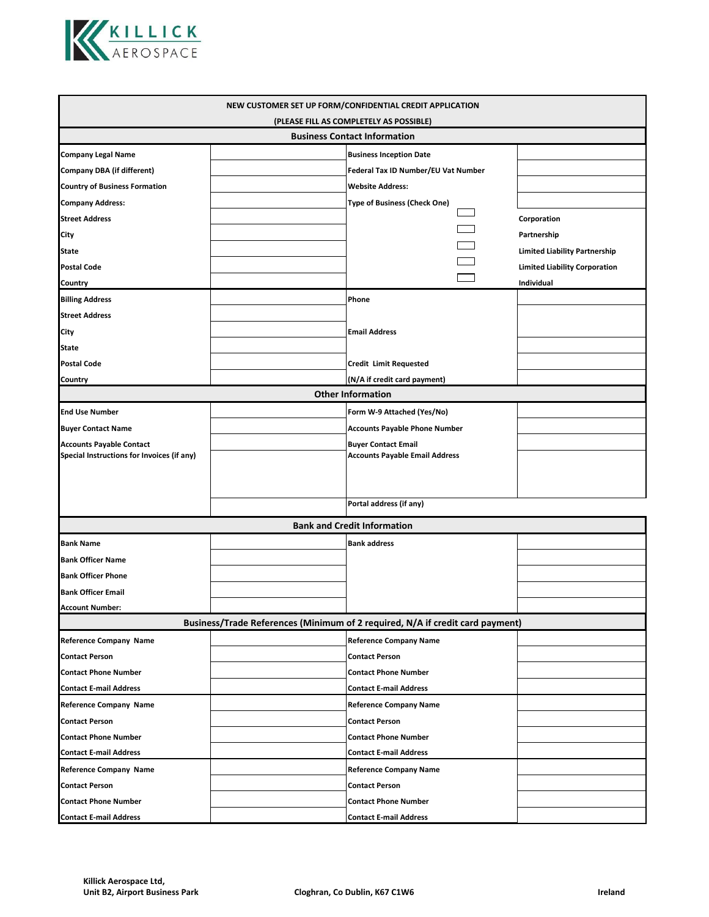KILLICK AEROSPACE

**NEW CUSTOMER SET UP FORM/CONFIDENTIAL CREDIT APPLICATION**

**(PLEASE FILL AS COMPLETELY AS POSSIBLE)**

## Business Contact Information

| | | | |
|---|---|---|---|
| **Company Legal Name** | | **Business Inception Date** | |
| **Company DBA (if different)** | | **Federal Tax ID Number/EU Vat Number** | |
| **Country of Business Formation** | | **Website Address:** | |
| **Company Address:** | | **Type of Business (Check One)** | |
| **Street Address** | | ☐ | **Corporation** |
| **City** | | ☐ | **Partnership** |
| **State** | | ☐ | **Limited Liability Partnership** |
| **Postal Code** | | ☐ | **Limited Liability Corporation** |
| **Country** | | ☐ | **Individual** |
| **Billing Address** | | **Phone** | |
| **Street Address** | | | |
| **City** | | **Email Address** | |
| **State** | | | |
| **Postal Code** | | **Credit Limit Requested** | |
| **Country** | | **(N/A if credit card payment)** | |

## Other Information

| | | | |
|---|---|---|---|
| **End Use Number** | | **Form W-9 Attached (Yes/No)** | |
| **Buyer Contact Name** | | **Accounts Payable Phone Number** | |
| **Accounts Payable Contact** | | **Buyer Contact Email** | |
| **Special Instructions for Invoices (if any)** | | **Accounts Payable Email Address** | |
| | | **Portal address (if any)** | |

## Bank and Credit Information

| | | | |
|---|---|---|---|
| **Bank Name** | | **Bank address** | |
| **Bank Officer Name** | | | |
| **Bank Officer Phone** | | | |
| **Bank Officer Email** | | | |
| **Account Number:** | | | |

## Business/Trade References (Minimum of 2 required, N/A if credit card payment)

| | | | |
|---|---|---|---|
| **Reference Company Name** | | **Reference Company Name** | |
| **Contact Person** | | **Contact Person** | |
| **Contact Phone Number** | | **Contact Phone Number** | |
| **Contact E-mail Address** | | **Contact E-mail Address** | |
| **Reference Company Name** | | **Reference Company Name** | |
| **Contact Person** | | **Contact Person** | |
| **Contact Phone Number** | | **Contact Phone Number** | |
| **Contact E-mail Address** | | **Contact E-mail Address** | |
| **Reference Company Name** | | **Reference Company Name** | |
| **Contact Person** | | **Contact Person** | |
| **Contact Phone Number** | | **Contact Phone Number** | |
| **Contact E-mail Address** | | **Contact E-mail Address** | |

**Killick Aerospace Ltd,**
**Unit B2, Airport Business Park** **Cloghran, Co Dublin, K67 C1W6** **Ireland**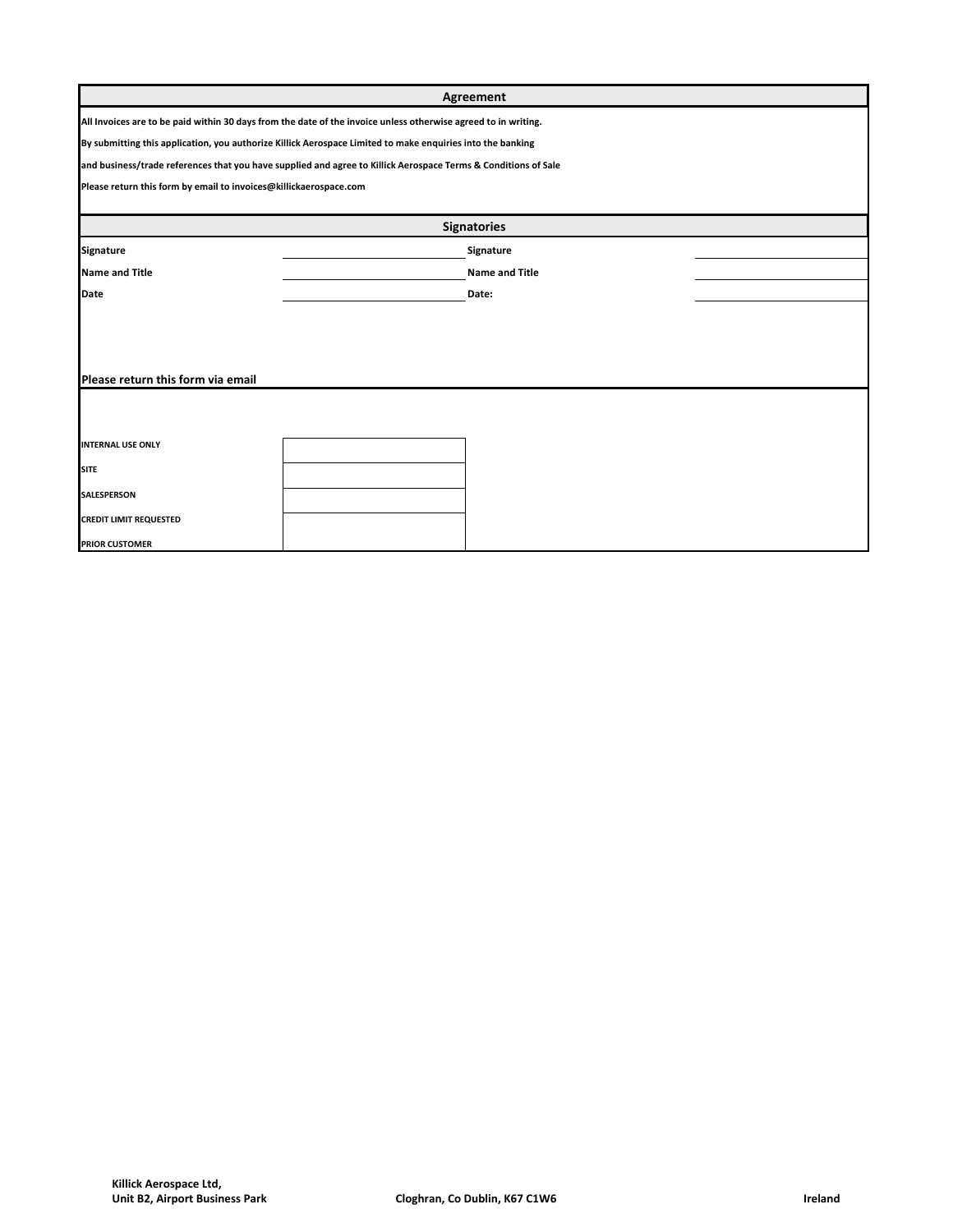## Agreement

**All Invoices are to be paid within 30 days from the date of the invoice unless otherwise agreed to in writing.**

**By submitting this application, you authorize Killick Aerospace Limited to make enquiries into the banking**

**and business/trade references that you have supplied and agree to Killick Aerospace Terms & Conditions of Sale**

**Please return this form by email to invoices@killickaerospace.com**

## Signatories

| | | | |
|---|---|---|---|
| **Signature** | | **Signature** | |
| **Name and Title** | | **Name and Title** | |
| **Date** | | **Date:** | |

**Please return this form via email**

| | |
|---|---|
| **INTERNAL USE ONLY** | |
| **SITE** | |
| **SALESPERSON** | |
| **CREDIT LIMIT REQUESTED** | |
| **PRIOR CUSTOMER** | |

**Killick Aerospace Ltd,**
**Unit B2, Airport Business Park** **Cloghran, Co Dublin, K67 C1W6** **Ireland**